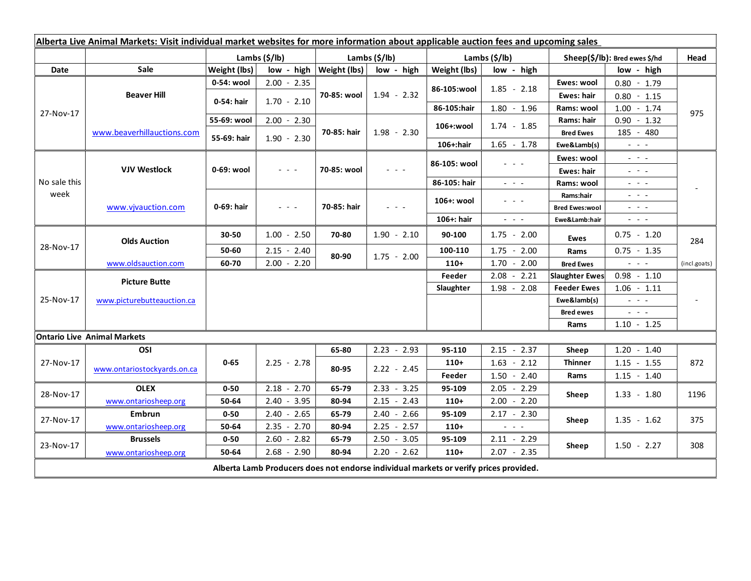**Alberta Live Animal Markets: Visit individual market websites for more information about applicable auction fees and upcoming sales**

| Date | Sale | Lambs ($/lb) Weight (lbs) | low - high | Lambs ($/lb) Weight (lbs) | low - high | Lambs ($/lb) Weight (lbs) | low - high | Sheep($/lb): Bred ewes $/hd | low - high | Head |
|---|---|---|---|---|---|---|---|---|---|---|
| 27-Nov-17 | Beaver Hill www.beaverhillauctions.com | 0-54: wool | 2.00 - 2.35 | 70-85: wool | 1.94 - 2.32 | 86-105:wool | 1.85 - 2.18 | Ewes: wool | 0.80 - 1.79 | 975 |
| | | 0-54: hair | 1.70 - 2.10 | | | | | Ewes: hair | 0.80 - 1.15 | |
| | | | | | | 86-105:hair | 1.80 - 1.96 | Rams: wool | 1.00 - 1.74 | |
| | | 55-69: wool | 2.00 - 2.30 | 70-85: hair | 1.98 - 2.30 | 106+:wool | 1.74 - 1.85 | Rams: hair | 0.90 - 1.32 | |
| | | 55-69: hair | 1.90 - 2.30 | | | | | Bred Ewes | 185 - 480 | |
| | | | | | | 106+:hair | 1.65 - 1.78 | Ewe&Lamb(s) | - - - | |
| No sale this week | VJV Westlock www.vjvauction.com | 0-69: wool | - - - | 70-85: wool | - - - | 86-105: wool | - - - | Ewes: wool | - - - | - |
| | | | | | | | | Ewes: hair | - - - | |
| | | | | | | 86-105: hair | - - - | Rams: wool | - - - | |
| | | 0-69: hair | - - - | 70-85: hair | - - - | 106+: wool | - - - | Rams:hair | - - - | |
| | | | | | | | | Bred Ewes:wool | - - - | |
| | | | | | | 106+: hair | - - - | Ewe&Lamb:hair | - - - | |
| 28-Nov-17 | Olds Auction www.oldsauction.com | 30-50 | 1.00 - 2.50 | 70-80 | 1.90 - 2.10 | 90-100 | 1.75 - 2.00 | Ewes | 0.75 - 1.20 | 284 (incl.goats) |
| | | 50-60 | 2.15 - 2.40 | 80-90 | 1.75 - 2.00 | 100-110 | 1.75 - 2.00 | Rams | 0.75 - 1.35 | |
| | | 60-70 | 2.00 - 2.20 | | | 110+ | 1.70 - 2.00 | Bred Ewes | - - - | |
| 25-Nov-17 | Picture Butte www.picturebutteauction.ca | | | | | Feeder | 2.08 - 2.21 | Slaughter Ewes | 0.98 - 1.10 | - |
| | | | | | | Slaughter | 1.98 - 2.08 | Feeder Ewes | 1.06 - 1.11 | |
| | | | | | | | | Ewe&lamb(s) | - - - | |
| | | | | | | | | Bred ewes | - - - | |
| | | | | | | | | Rams | 1.10 - 1.25 | |
| **Ontario Live Animal Markets** | | | | | | | | | | |
| 27-Nov-17 | OSI www.ontariostockyards.on.ca | 0-65 | 2.25 - 2.78 | 65-80 | 2.23 - 2.93 | 95-110 | 2.15 - 2.37 | Sheep | 1.20 - 1.40 | 872 |
| | | | | 80-95 | 2.22 - 2.45 | 110+ | 1.63 - 2.12 | Thinner | 1.15 - 1.55 | |
| | | | | | | Feeder | 1.50 - 2.40 | Rams | 1.15 - 1.40 | |
| 28-Nov-17 | OLEX www.ontariosheep.org | 0-50 | 2.18 - 2.70 | 65-79 | 2.33 - 3.25 | 95-109 | 2.05 - 2.29 | Sheep | 1.33 - 1.80 | 1196 |
| | | 50-64 | 2.40 - 3.95 | 80-94 | 2.15 - 2.43 | 110+ | 2.00 - 2.20 | | | |
| 27-Nov-17 | Embrun www.ontariosheep.org | 0-50 | 2.40 - 2.65 | 65-79 | 2.40 - 2.66 | 95-109 | 2.17 - 2.30 | Sheep | 1.35 - 1.62 | 375 |
| | | 50-64 | 2.35 - 2.70 | 80-94 | 2.25 - 2.57 | 110+ | - - - | | | |
| 23-Nov-17 | Brussels www.ontariosheep.org | 0-50 | 2.60 - 2.82 | 65-79 | 2.50 - 3.05 | 95-109 | 2.11 - 2.29 | Sheep | 1.50 - 2.27 | 308 |
| | | 50-64 | 2.68 - 2.90 | 80-94 | 2.20 - 2.62 | 110+ | 2.07 - 2.35 | | | |

**Alberta Lamb Producers does not endorse individual markets or verify prices provided.**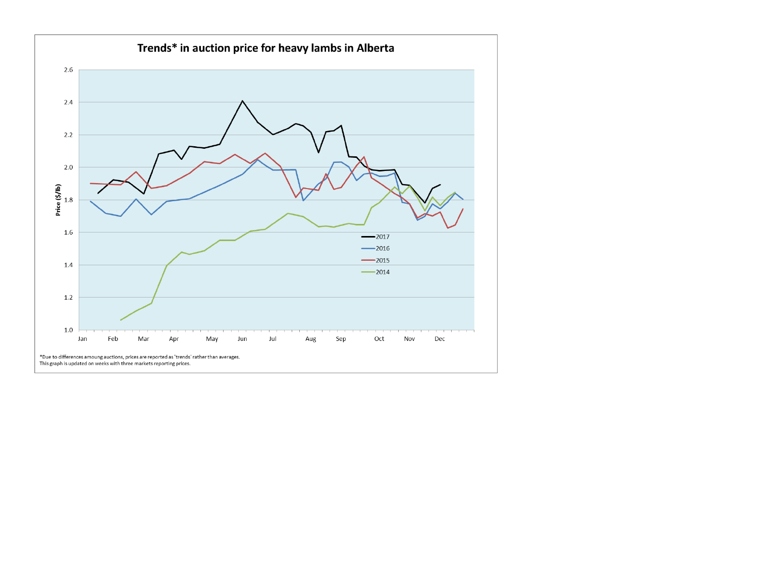# Trends* in auction price for heavy lambs in Alberta

Price ($/lb)

2.6
2.4
2.2
2.0
1.8
1.6
1.4
1.2
1.0

Jan Feb Mar Apr May Jun Jul Aug Sep Oct Nov Dec

2017
2016
2015
2014

*Due to differences amoung auctions, prices are reported as 'trends' rather than averages.
This graph is updated on weeks with three markets reporting prices.